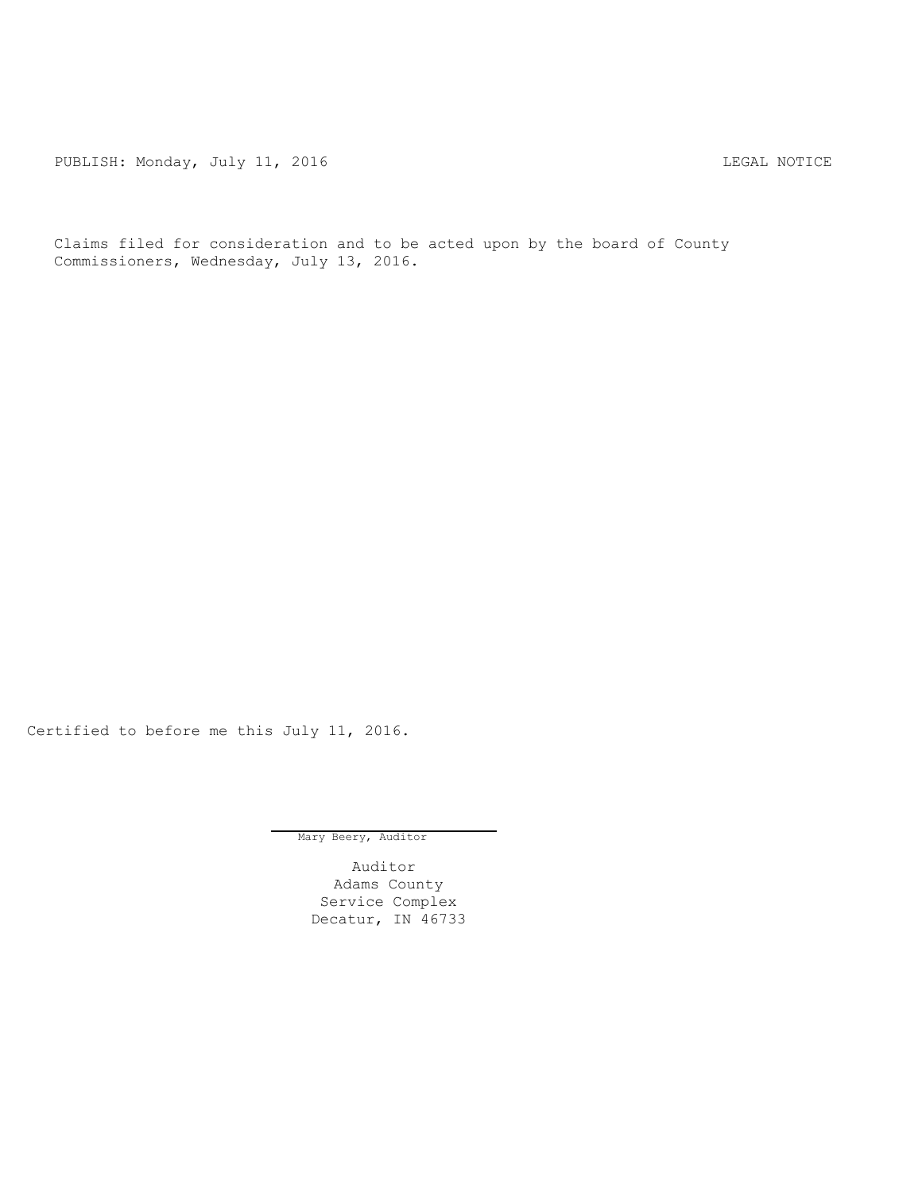PUBLISH: Monday, July 11, 2016 LEGAL NOTICE

Claims filed for consideration and to be acted upon by the board of County Commissioners, Wednesday, July 13, 2016.

Certified to before me this July 11, 2016.

Mary Beery, Auditor

Auditor
Adams County
Service Complex
Decatur, IN 46733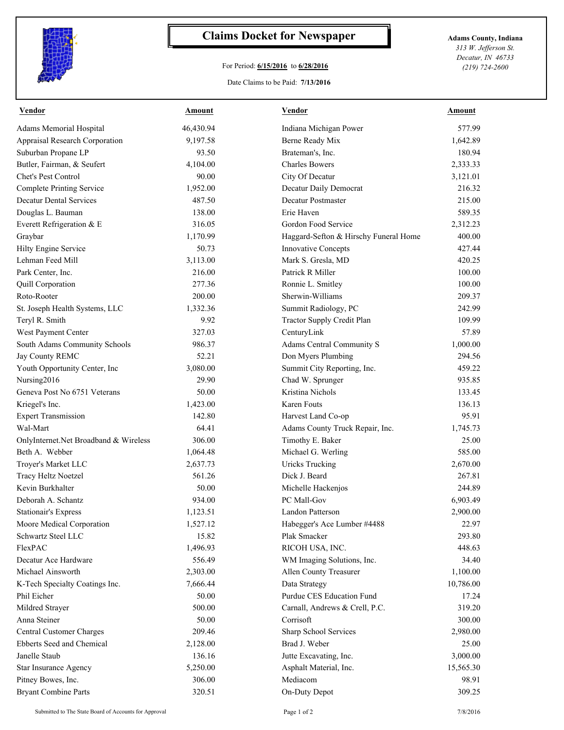# Claims Docket for Newspaper

For Period: **6/15/2016** to **6/28/2016**

Date Claims to be Paid: **7/13/2016**

**Adams County, Indiana**
*313 W. Jefferson St.*
*Decatur, IN 46733*
*(219) 724-2600*

| Vendor | Amount | Vendor | Amount |
|---|---|---|---|
| Adams Memorial Hospital | 46,430.94 | Indiana Michigan Power | 577.99 |
| Appraisal Research Corporation | 9,197.58 | Berne Ready Mix | 1,642.89 |
| Suburban Propane LP | 93.50 | Brateman's, Inc. | 180.94 |
| Butler, Fairman, & Seufert | 4,104.00 | Charles Bowers | 2,333.33 |
| Chet's Pest Control | 90.00 | City Of Decatur | 3,121.01 |
| Complete Printing Service | 1,952.00 | Decatur Daily Democrat | 216.32 |
| Decatur Dental Services | 487.50 | Decatur Postmaster | 215.00 |
| Douglas L. Bauman | 138.00 | Erie Haven | 589.35 |
| Everett Refrigeration & E | 316.05 | Gordon Food Service | 2,312.23 |
| Graybar | 1,170.99 | Haggard-Sefton & Hirschy Funeral Home | 400.00 |
| Hilty Engine Service | 50.73 | Innovative Concepts | 427.44 |
| Lehman Feed Mill | 3,113.00 | Mark S. Gresla, MD | 420.25 |
| Park Center, Inc. | 216.00 | Patrick R Miller | 100.00 |
| Quill Corporation | 277.36 | Ronnie L. Smitley | 100.00 |
| Roto-Rooter | 200.00 | Sherwin-Williams | 209.37 |
| St. Joseph Health Systems, LLC | 1,332.36 | Summit Radiology, PC | 242.99 |
| Teryl R. Smith | 9.92 | Tractor Supply Credit Plan | 109.99 |
| West Payment Center | 327.03 | CenturyLink | 57.89 |
| South Adams Community Schools | 986.37 | Adams Central Community S | 1,000.00 |
| Jay County REMC | 52.21 | Don Myers Plumbing | 294.56 |
| Youth Opportunity Center, Inc | 3,080.00 | Summit City Reporting, Inc. | 459.22 |
| Nursing2016 | 29.90 | Chad W. Sprunger | 935.85 |
| Geneva Post No 6751 Veterans | 50.00 | Kristina Nichols | 133.45 |
| Kriegel's Inc. | 1,423.00 | Karen Fouts | 136.13 |
| Expert Transmission | 142.80 | Harvest Land Co-op | 95.91 |
| Wal-Mart | 64.41 | Adams County Truck Repair, Inc. | 1,745.73 |
| OnlyInternet.Net Broadband & Wireless | 306.00 | Timothy E. Baker | 25.00 |
| Beth A. Webber | 1,064.48 | Michael G. Werling | 585.00 |
| Troyer's Market LLC | 2,637.73 | Uricks Trucking | 2,670.00 |
| Tracy Heltz Noetzel | 561.26 | Dick J. Beard | 267.81 |
| Kevin Burkhalter | 50.00 | Michelle Hackenjos | 244.89 |
| Deborah A. Schantz | 934.00 | PC Mall-Gov | 6,903.49 |
| Stationair's Express | 1,123.51 | Landon Patterson | 2,900.00 |
| Moore Medical Corporation | 1,527.12 | Habegger's Ace Lumber #4488 | 22.97 |
| Schwartz Steel LLC | 15.82 | Plak Smacker | 293.80 |
| FlexPAC | 1,496.93 | RICOH USA, INC. | 448.63 |
| Decatur Ace Hardware | 556.49 | WM Imaging Solutions, Inc. | 34.40 |
| Michael Ainsworth | 2,303.00 | Allen County Treasurer | 1,100.00 |
| K-Tech Specialty Coatings Inc. | 7,666.44 | Data Strategy | 10,786.00 |
| Phil Eicher | 50.00 | Purdue CES Education Fund | 17.24 |
| Mildred Strayer | 500.00 | Carnall, Andrews & Crell, P.C. | 319.20 |
| Anna Steiner | 50.00 | Corrisoft | 300.00 |
| Central Customer Charges | 209.46 | Sharp School Services | 2,980.00 |
| Ebberts Seed and Chemical | 2,128.00 | Brad J. Weber | 25.00 |
| Janelle Staub | 136.16 | Jutte Excavating, Inc. | 3,000.00 |
| Star Insurance Agency | 5,250.00 | Asphalt Material, Inc. | 15,565.30 |
| Pitney Bowes, Inc. | 306.00 | Mediacom | 98.91 |
| Bryant Combine Parts | 320.51 | On-Duty Depot | 309.25 |

Submitted to The State Board of Accounts for Approval — 7/8/2016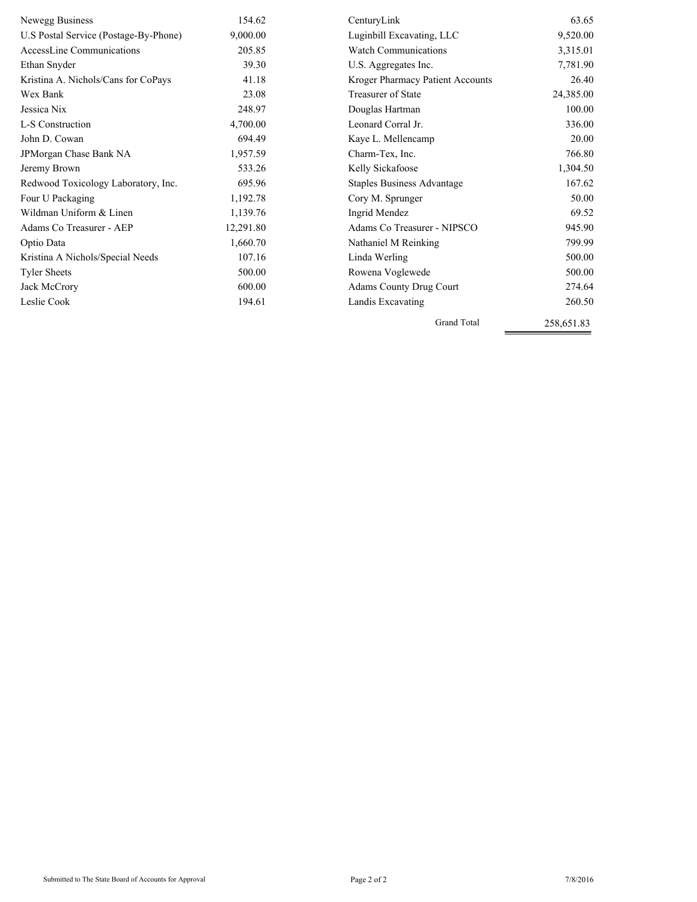| | | | |
|---|---|---|---|
| Newegg Business | 154.62 | CenturyLink | 63.65 |
| U.S Postal Service (Postage-By-Phone) | 9,000.00 | Luginbill Excavating, LLC | 9,520.00 |
| AccessLine Communications | 205.85 | Watch Communications | 3,315.01 |
| Ethan Snyder | 39.30 | U.S. Aggregates Inc. | 7,781.90 |
| Kristina A. Nichols/Cans for CoPays | 41.18 | Kroger Pharmacy Patient Accounts | 26.40 |
| Wex Bank | 23.08 | Treasurer of State | 24,385.00 |
| Jessica Nix | 248.97 | Douglas Hartman | 100.00 |
| L-S Construction | 4,700.00 | Leonard Corral Jr. | 336.00 |
| John D. Cowan | 694.49 | Kaye L. Mellencamp | 20.00 |
| JPMorgan Chase Bank NA | 1,957.59 | Charm-Tex, Inc. | 766.80 |
| Jeremy Brown | 533.26 | Kelly Sickafoose | 1,304.50 |
| Redwood Toxicology Laboratory, Inc. | 695.96 | Staples Business Advantage | 167.62 |
| Four U Packaging | 1,192.78 | Cory M. Sprunger | 50.00 |
| Wildman Uniform & Linen | 1,139.76 | Ingrid Mendez | 69.52 |
| Adams Co Treasurer - AEP | 12,291.80 | Adams Co Treasurer - NIPSCO | 945.90 |
| Optio Data | 1,660.70 | Nathaniel M Reinking | 799.99 |
| Kristina A Nichols/Special Needs | 107.16 | Linda Werling | 500.00 |
| Tyler Sheets | 500.00 | Rowena Voglewede | 500.00 |
| Jack McCrory | 600.00 | Adams County Drug Court | 274.64 |
| Leslie Cook | 194.61 | Landis Excavating | 260.50 |
| | | Grand Total | 258,651.83 |

Submitted to The State Board of Accounts for Approval

7/8/2016